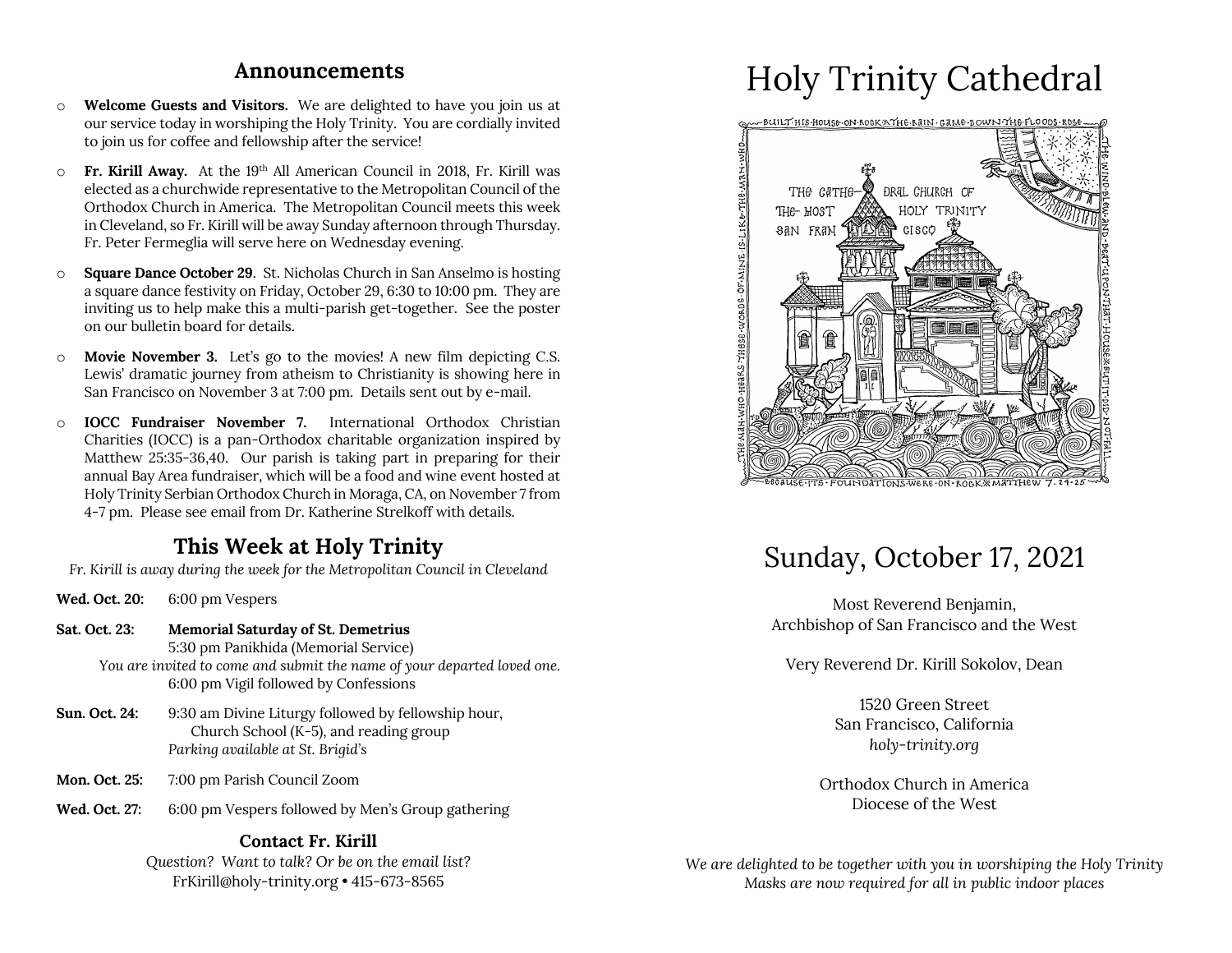## Announcements

- **Welcome Guests and Visitors.** We are delighted to have you join us at our service today in worshiping the Holy Trinity. You are cordially invited to join us for coffee and fellowship after the service!
- **Fr. Kirill Away.** At the 19th All American Council in 2018, Fr. Kirill was elected as a churchwide representative to the Metropolitan Council of the Orthodox Church in America. The Metropolitan Council meets this week in Cleveland, so Fr. Kirill will be away Sunday afternoon through Thursday. Fr. Peter Fermeglia will serve here on Wednesday evening.
- **Square Dance October 29**. St. Nicholas Church in San Anselmo is hosting a square dance festivity on Friday, October 29, 6:30 to 10:00 pm. They are inviting us to help make this a multi-parish get-together. See the poster on our bulletin board for details.
- **Movie November 3.** Let's go to the movies! A new film depicting C.S. Lewis' dramatic journey from atheism to Christianity is showing here in San Francisco on November 3 at 7:00 pm. Details sent out by e-mail.
- **IOCC Fundraiser November 7.** International Orthodox Christian Charities (IOCC) is a pan-Orthodox charitable organization inspired by Matthew 25:35-36,40. Our parish is taking part in preparing for their annual Bay Area fundraiser, which will be a food and wine event hosted at Holy Trinity Serbian Orthodox Church in Moraga, CA, on November 7 from 4-7 pm. Please see email from Dr. Katherine Strelkoff with details.

## This Week at Holy Trinity

*Fr. Kirill is away during the week for the Metropolitan Council in Cleveland*

**Wed. Oct. 20:** 6:00 pm Vespers

**Sat. Oct. 23:** **Memorial Saturday of St. Demetrius**
5:30 pm Panikhida (Memorial Service)
*You are invited to come and submit the name of your departed loved one.*
6:00 pm Vigil followed by Confessions

**Sun. Oct. 24:** 9:30 am Divine Liturgy followed by fellowship hour, Church School (K-5), and reading group
*Parking available at St. Brigid's*

**Mon. Oct. 25:** 7:00 pm Parish Council Zoom

**Wed. Oct. 27:** 6:00 pm Vespers followed by Men's Group gathering

### Contact Fr. Kirill

*Question? Want to talk? Or be on the email list?*
FrKirill@holy-trinity.org • 415-673-8565

# Holy Trinity Cathedral

BUILT HIS HOUSE ON ROCK ✻ THE RAIN CAME DOWN THE FLOODS ROSE THE WIND BLEW AND BEAT UPON THAT HOUSE ✻ BUT IT DID NOT FALL BECAUSE ITS FOUNDATIONS WERE ON ROCK ✻ MATTHEW 7. 24-25 THE MAN WHO HEARS THESE WORDS OF MINE IS LIKE THE MAN WHO

THE CATHEDRAL CHURCH OF THE MOST HOLY TRINITY SAN FRANCISCO

## Sunday, October 17, 2021

Most Reverend Benjamin,
Archbishop of San Francisco and the West

Very Reverend Dr. Kirill Sokolov, Dean

1520 Green Street
San Francisco, California
*holy-trinity.org*

Orthodox Church in America
Diocese of the West

*We are delighted to be together with you in worshiping the Holy Trinity*
*Masks are now required for all in public indoor places*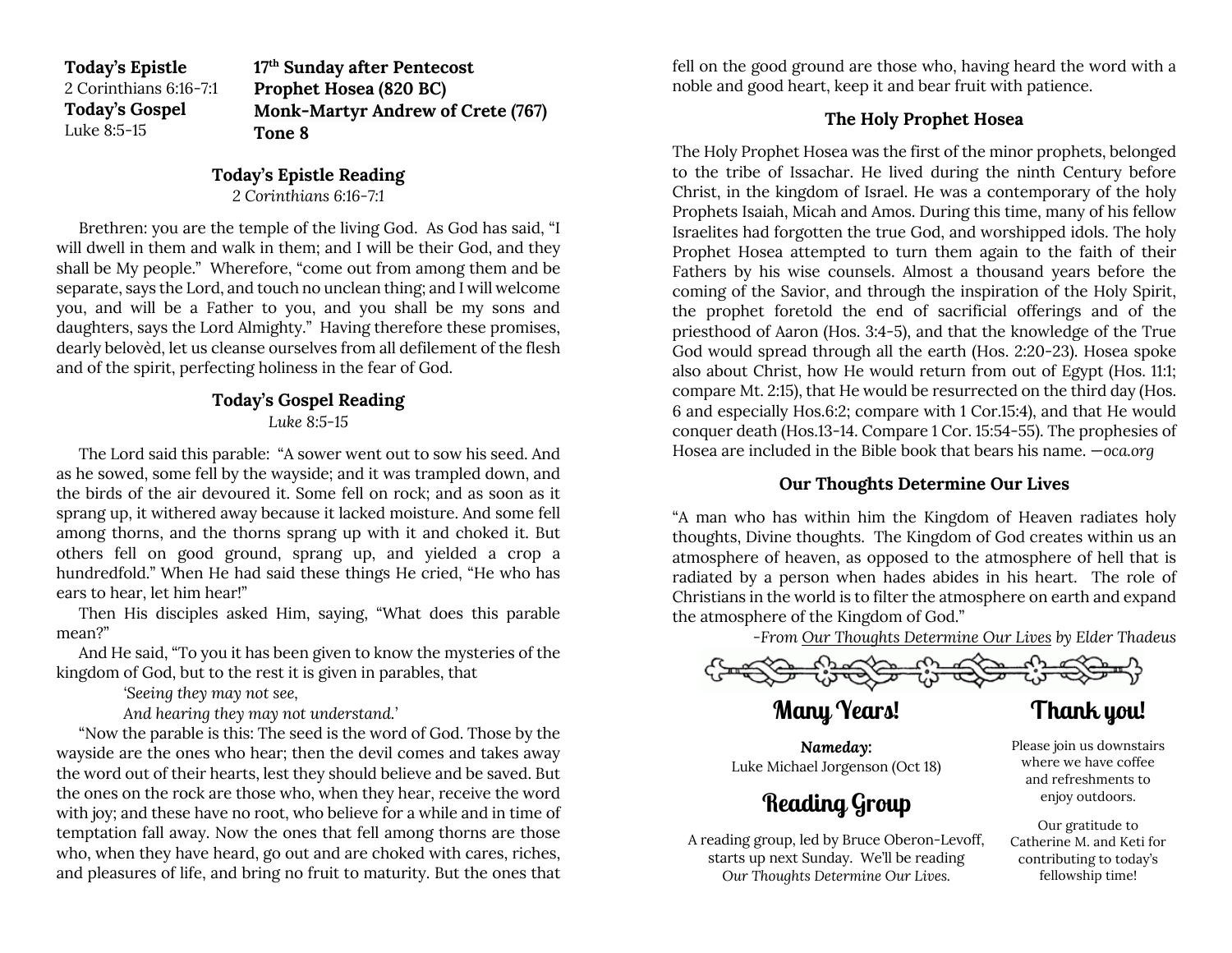| | |
|---|---|
| **Today's Epistle**<br>2 Corinthians 6:16-7:1<br>**Today's Gospel**<br>Luke 8:5-15 | **17th Sunday after Pentecost**<br>**Prophet Hosea (820 BC)**<br>**Monk-Martyr Andrew of Crete (767)**<br>**Tone 8** |

## Today's Epistle Reading

*2 Corinthians 6:16-7:1*

Brethren: you are the temple of the living God. As God has said, "I will dwell in them and walk in them; and I will be their God, and they shall be My people." Wherefore, "come out from among them and be separate, says the Lord, and touch no unclean thing; and I will welcome you, and will be a Father to you, and you shall be my sons and daughters, says the Lord Almighty." Having therefore these promises, dearly belovèd, let us cleanse ourselves from all defilement of the flesh and of the spirit, perfecting holiness in the fear of God.

## Today's Gospel Reading

*Luke 8:5-15*

The Lord said this parable: "A sower went out to sow his seed. And as he sowed, some fell by the wayside; and it was trampled down, and the birds of the air devoured it. Some fell on rock; and as soon as it sprang up, it withered away because it lacked moisture. And some fell among thorns, and the thorns sprang up with it and choked it. But others fell on good ground, sprang up, and yielded a crop a hundredfold." When He had said these things He cried, "He who has ears to hear, let him hear!"

Then His disciples asked Him, saying, "What does this parable mean?"

And He said, "To you it has been given to know the mysteries of the kingdom of God, but to the rest it is given in parables, that

> *'Seeing they may not see,*
> *And hearing they may not understand.'*

"Now the parable is this: The seed is the word of God. Those by the wayside are the ones who hear; then the devil comes and takes away the word out of their hearts, lest they should believe and be saved. But the ones on the rock are those who, when they hear, receive the word with joy; and these have no root, who believe for a while and in time of temptation fall away. Now the ones that fell among thorns are those who, when they have heard, go out and are choked with cares, riches, and pleasures of life, and bring no fruit to maturity. But the ones that fell on the good ground are those who, having heard the word with a noble and good heart, keep it and bear fruit with patience.

## The Holy Prophet Hosea

The Holy Prophet Hosea was the first of the minor prophets, belonged to the tribe of Issachar. He lived during the ninth Century before Christ, in the kingdom of Israel. He was a contemporary of the holy Prophets Isaiah, Micah and Amos. During this time, many of his fellow Israelites had forgotten the true God, and worshipped idols. The holy Prophet Hosea attempted to turn them again to the faith of their Fathers by his wise counsels. Almost a thousand years before the coming of the Savior, and through the inspiration of the Holy Spirit, the prophet foretold the end of sacrificial offerings and of the priesthood of Aaron (Hos. 3:4-5), and that the knowledge of the True God would spread through all the earth (Hos. 2:20-23). Hosea spoke also about Christ, how He would return from out of Egypt (Hos. 11:1; compare Mt. 2:15), that He would be resurrected on the third day (Hos. 6 and especially Hos.6:2; compare with 1 Cor.15:4), and that He would conquer death (Hos.13-14. Compare 1 Cor. 15:54-55). The prophesies of Hosea are included in the Bible book that bears his name. —*oca.org*

## Our Thoughts Determine Our Lives

"A man who has within him the Kingdom of Heaven radiates holy thoughts, Divine thoughts. The Kingdom of God creates within us an atmosphere of heaven, as opposed to the atmosphere of hell that is radiated by a person when hades abides in his heart. The role of Christians in the world is to filter the atmosphere on earth and expand the atmosphere of the Kingdom of God."

*-From Our Thoughts Determine Our Lives by Elder Thadeus*

## Many Years!

***Nameday:***
Luke Michael Jorgenson (Oct 18)

## Reading Group

A reading group, led by Bruce Oberon-Levoff, starts up next Sunday. We'll be reading *Our Thoughts Determine Our Lives.*

## Thank you!

Please join us downstairs where we have coffee and refreshments to enjoy outdoors.

Our gratitude to Catherine M. and Keti for contributing to today's fellowship time!